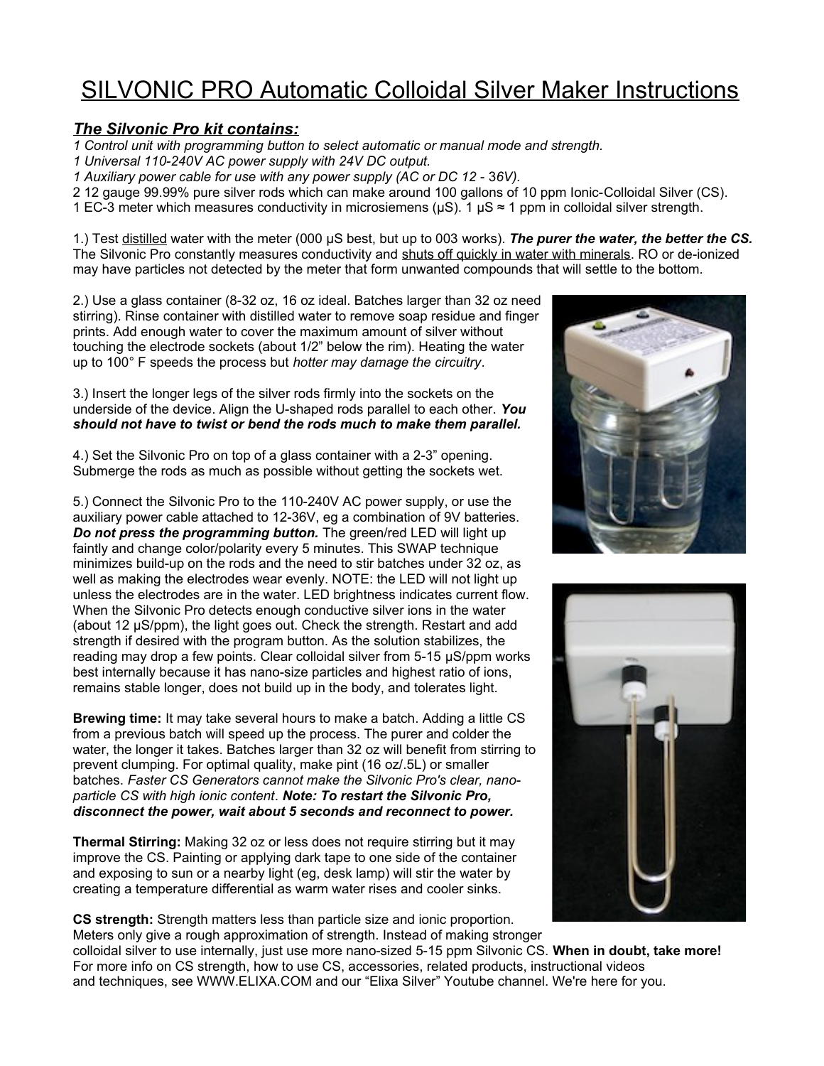# SILVONIC PRO Automatic Colloidal Silver Maker Instructions

## *The Silvonic Pro kit contains:*

*1 Control unit with programming button to select automatic or manual mode and strength.*
*1 Universal 110-240V AC power supply with 24V DC output.*
*1 Auxiliary power cable for use with any power supply (AC or DC 12 - 36V).*
2 12 gauge 99.99% pure silver rods which can make around 100 gallons of 10 ppm Ionic-Colloidal Silver (CS).
1 EC-3 meter which measures conductivity in microsiemens (µS). 1 µS ≈ 1 ppm in colloidal silver strength.

1.) Test distilled water with the meter (000 µS best, but up to 003 works). ***The purer the water, the better the CS.*** The Silvonic Pro constantly measures conductivity and shuts off quickly in water with minerals. RO or de-ionized may have particles not detected by the meter that form unwanted compounds that will settle to the bottom.

2.) Use a glass container (8-32 oz, 16 oz ideal. Batches larger than 32 oz need stirring). Rinse container with distilled water to remove soap residue and finger prints. Add enough water to cover the maximum amount of silver without touching the electrode sockets (about 1/2" below the rim). Heating the water up to 100° F speeds the process but *hotter may damage the circuitry*.

3.) Insert the longer legs of the silver rods firmly into the sockets on the underside of the device. Align the U-shaped rods parallel to each other. ***You should not have to twist or bend the rods much to make them parallel.***

4.) Set the Silvonic Pro on top of a glass container with a 2-3" opening. Submerge the rods as much as possible without getting the sockets wet.

5.) Connect the Silvonic Pro to the 110-240V AC power supply, or use the auxiliary power cable attached to 12-36V, eg a combination of 9V batteries. ***Do not press the programming button.*** The green/red LED will light up faintly and change color/polarity every 5 minutes. This SWAP technique minimizes build-up on the rods and the need to stir batches under 32 oz, as well as making the electrodes wear evenly. NOTE: the LED will not light up unless the electrodes are in the water. LED brightness indicates current flow. When the Silvonic Pro detects enough conductive silver ions in the water (about 12 µS/ppm), the light goes out. Check the strength. Restart and add strength if desired with the program button. As the solution stabilizes, the reading may drop a few points. Clear colloidal silver from 5-15 µS/ppm works best internally because it has nano-size particles and highest ratio of ions, remains stable longer, does not build up in the body, and tolerates light.

**Brewing time:** It may take several hours to make a batch. Adding a little CS from a previous batch will speed up the process. The purer and colder the water, the longer it takes. Batches larger than 32 oz will benefit from stirring to prevent clumping. For optimal quality, make pint (16 oz/.5L) or smaller batches. *Faster CS Generators cannot make the Silvonic Pro's clear, nano-particle CS with high ionic content*. ***Note: To restart the Silvonic Pro, disconnect the power, wait about 5 seconds and reconnect to power.***

**Thermal Stirring:** Making 32 oz or less does not require stirring but it may improve the CS. Painting or applying dark tape to one side of the container and exposing to sun or a nearby light (eg, desk lamp) will stir the water by creating a temperature differential as warm water rises and cooler sinks.

**CS strength:** Strength matters less than particle size and ionic proportion. Meters only give a rough approximation of strength. Instead of making stronger colloidal silver to use internally, just use more nano-sized 5-15 ppm Silvonic CS. **When in doubt, take more!** For more info on CS strength, how to use CS, accessories, related products, instructional videos and techniques, see WWW.ELIXA.COM and our "Elixa Silver" Youtube channel. We're here for you.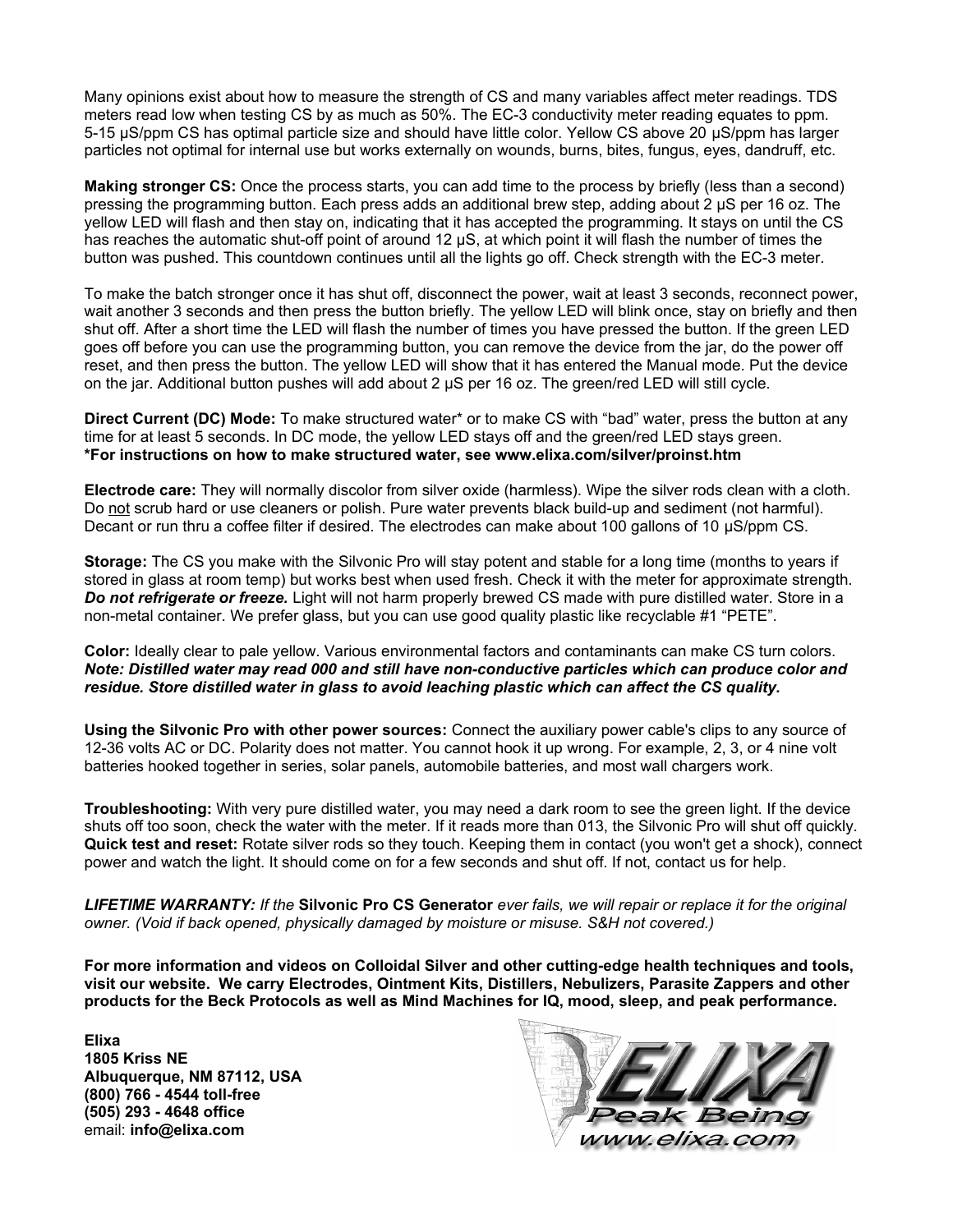Many opinions exist about how to measure the strength of CS and many variables affect meter readings. TDS meters read low when testing CS by as much as 50%. The EC-3 conductivity meter reading equates to ppm. 5-15 µS/ppm CS has optimal particle size and should have little color. Yellow CS above 20 µS/ppm has larger particles not optimal for internal use but works externally on wounds, burns, bites, fungus, eyes, dandruff, etc.

**Making stronger CS:** Once the process starts, you can add time to the process by briefly (less than a second) pressing the programming button. Each press adds an additional brew step, adding about 2 µS per 16 oz. The yellow LED will flash and then stay on, indicating that it has accepted the programming. It stays on until the CS has reaches the automatic shut-off point of around 12 µS, at which point it will flash the number of times the button was pushed. This countdown continues until all the lights go off. Check strength with the EC-3 meter.

To make the batch stronger once it has shut off, disconnect the power, wait at least 3 seconds, reconnect power, wait another 3 seconds and then press the button briefly. The yellow LED will blink once, stay on briefly and then shut off. After a short time the LED will flash the number of times you have pressed the button. If the green LED goes off before you can use the programming button, you can remove the device from the jar, do the power off reset, and then press the button. The yellow LED will show that it has entered the Manual mode. Put the device on the jar. Additional button pushes will add about 2 µS per 16 oz. The green/red LED will still cycle.

**Direct Current (DC) Mode:** To make structured water* or to make CS with "bad" water, press the button at any time for at least 5 seconds. In DC mode, the yellow LED stays off and the green/red LED stays green.
**\*For instructions on how to make structured water, see www.elixa.com/silver/proinst.htm**

**Electrode care:** They will normally discolor from silver oxide (harmless). Wipe the silver rods clean with a cloth. Do not scrub hard or use cleaners or polish. Pure water prevents black build-up and sediment (not harmful). Decant or run thru a coffee filter if desired. The electrodes can make about 100 gallons of 10 µS/ppm CS.

**Storage:** The CS you make with the Silvonic Pro will stay potent and stable for a long time (months to years if stored in glass at room temp) but works best when used fresh. Check it with the meter for approximate strength. ***Do not refrigerate or freeze.*** Light will not harm properly brewed CS made with pure distilled water. Store in a non-metal container. We prefer glass, but you can use good quality plastic like recyclable #1 "PETE".

**Color:** Ideally clear to pale yellow. Various environmental factors and contaminants can make CS turn colors. ***Note: Distilled water may read 000 and still have non-conductive particles which can produce color and residue. Store distilled water in glass to avoid leaching plastic which can affect the CS quality.***

**Using the Silvonic Pro with other power sources:** Connect the auxiliary power cable's clips to any source of 12-36 volts AC or DC. Polarity does not matter. You cannot hook it up wrong. For example, 2, 3, or 4 nine volt batteries hooked together in series, solar panels, automobile batteries, and most wall chargers work.

**Troubleshooting:** With very pure distilled water, you may need a dark room to see the green light. If the device shuts off too soon, check the water with the meter. If it reads more than 013, the Silvonic Pro will shut off quickly. **Quick test and reset:** Rotate silver rods so they touch. Keeping them in contact (you won't get a shock), connect power and watch the light. It should come on for a few seconds and shut off. If not, contact us for help.

***LIFETIME WARRANTY:*** *If the* **Silvonic Pro CS Generator** *ever fails, we will repair or replace it for the original owner. (Void if back opened, physically damaged by moisture or misuse. S&H not covered.)*

**For more information and videos on Colloidal Silver and other cutting-edge health techniques and tools, visit our website. We carry Electrodes, Ointment Kits, Distillers, Nebulizers, Parasite Zappers and other products for the Beck Protocols as well as Mind Machines for IQ, mood, sleep, and peak performance.**

**Elixa**
**1805 Kriss NE**
**Albuquerque, NM 87112, USA**
**(800) 766 - 4544 toll-free**
**(505) 293 - 4648 office**
email: **info@elixa.com**

ELIXA
Peak Being
www.elixa.com